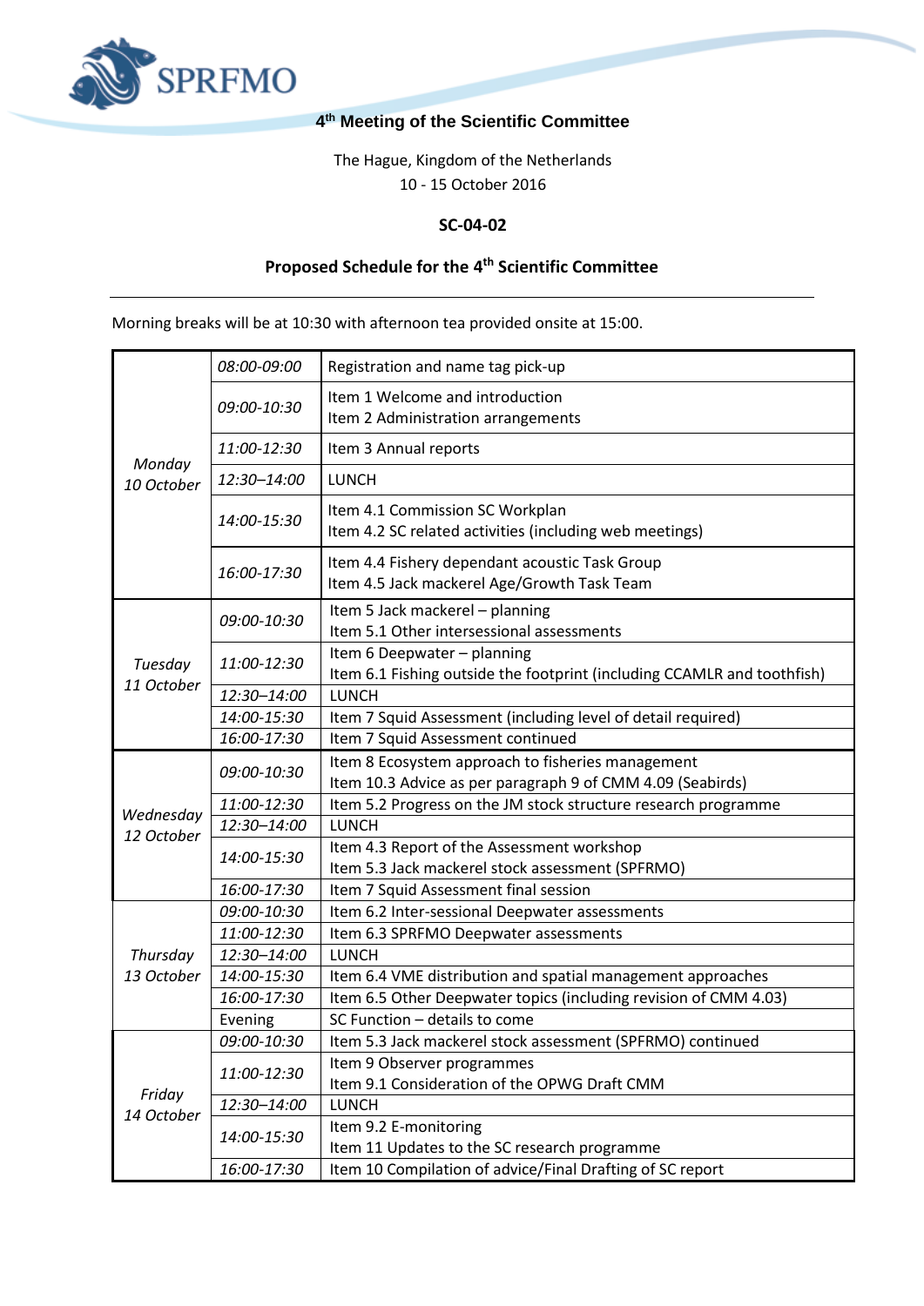SPRFMO

# 4th Meeting of the Scientific Committee

The Hague, Kingdom of the Netherlands
10 - 15 October 2016

**SC-04-02**

## Proposed Schedule for the 4th Scientific Committee

---

Morning breaks will be at 10:30 with afternoon tea provided onsite at 15:00.

| Day | Time | Item |
|---|---|---|
| *Monday 10 October* | *08:00-09:00* | Registration and name tag pick-up |
| | *09:00-10:30* | Item 1 Welcome and introduction<br>Item 2 Administration arrangements |
| | *11:00-12:30* | Item 3 Annual reports |
| | *12:30–14:00* | LUNCH |
| | *14:00-15:30* | Item 4.1 Commission SC Workplan<br>Item 4.2 SC related activities (including web meetings) |
| | *16:00-17:30* | Item 4.4 Fishery dependant acoustic Task Group<br>Item 4.5 Jack mackerel Age/Growth Task Team |
| *Tuesday 11 October* | *09:00-10:30* | Item 5 Jack mackerel – planning<br>Item 5.1 Other intersessional assessments |
| | *11:00-12:30* | Item 6 Deepwater – planning<br>Item 6.1 Fishing outside the footprint (including CCAMLR and toothfish) |
| | *12:30–14:00* | LUNCH |
| | *14:00-15:30* | Item 7 Squid Assessment (including level of detail required) |
| | *16:00-17:30* | Item 7 Squid Assessment continued |
| *Wednesday 12 October* | *09:00-10:30* | Item 8 Ecosystem approach to fisheries management<br>Item 10.3 Advice as per paragraph 9 of CMM 4.09 (Seabirds) |
| | *11:00-12:30* | Item 5.2 Progress on the JM stock structure research programme |
| | *12:30–14:00* | LUNCH |
| | *14:00-15:30* | Item 4.3 Report of the Assessment workshop<br>Item 5.3 Jack mackerel stock assessment (SPFRMO) |
| | *16:00-17:30* | Item 7 Squid Assessment final session |
| *Thursday 13 October* | *09:00-10:30* | Item 6.2 Inter-sessional Deepwater assessments |
| | *11:00-12:30* | Item 6.3 SPRFMO Deepwater assessments |
| | *12:30–14:00* | LUNCH |
| | *14:00-15:30* | Item 6.4 VME distribution and spatial management approaches |
| | *16:00-17:30* | Item 6.5 Other Deepwater topics (including revision of CMM 4.03) |
| | Evening | SC Function – details to come |
| *Friday 14 October* | *09:00-10:30* | Item 5.3 Jack mackerel stock assessment (SPFRMO) continued |
| | *11:00-12:30* | Item 9 Observer programmes<br>Item 9.1 Consideration of the OPWG Draft CMM |
| | *12:30–14:00* | LUNCH |
| | *14:00-15:30* | Item 9.2 E-monitoring<br>Item 11 Updates to the SC research programme |
| | *16:00-17:30* | Item 10 Compilation of advice/Final Drafting of SC report |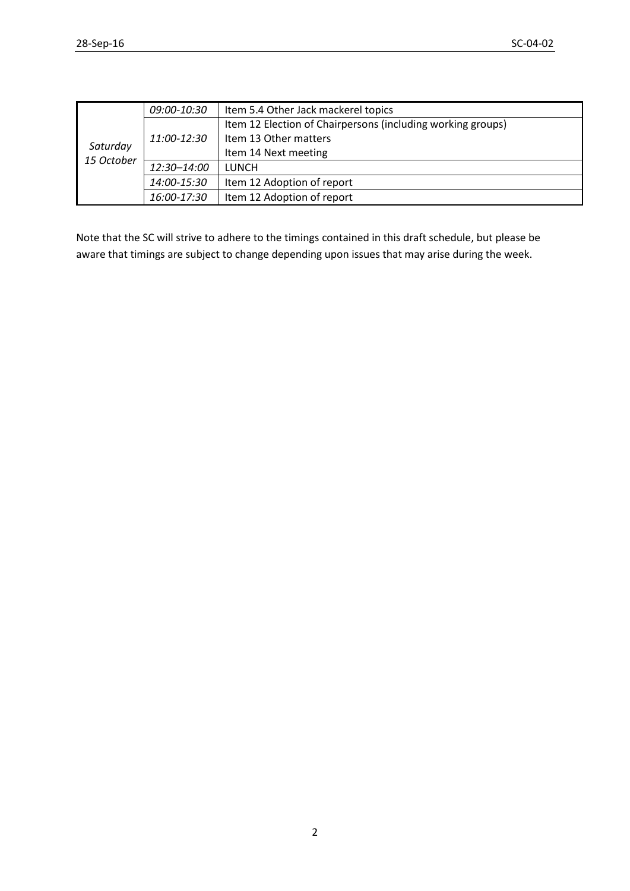| | | |
|---|---|---|
| *Saturday 15 October* | *09:00-10:30* | Item 5.4 Other Jack mackerel topics |
| | *11:00-12:30* | Item 12 Election of Chairpersons (including working groups)<br>Item 13 Other matters<br>Item 14 Next meeting |
| | *12:30–14:00* | LUNCH |
| | *14:00-15:30* | Item 12 Adoption of report |
| | *16:00-17:30* | Item 12 Adoption of report |

Note that the SC will strive to adhere to the timings contained in this draft schedule, but please be aware that timings are subject to change depending upon issues that may arise during the week.